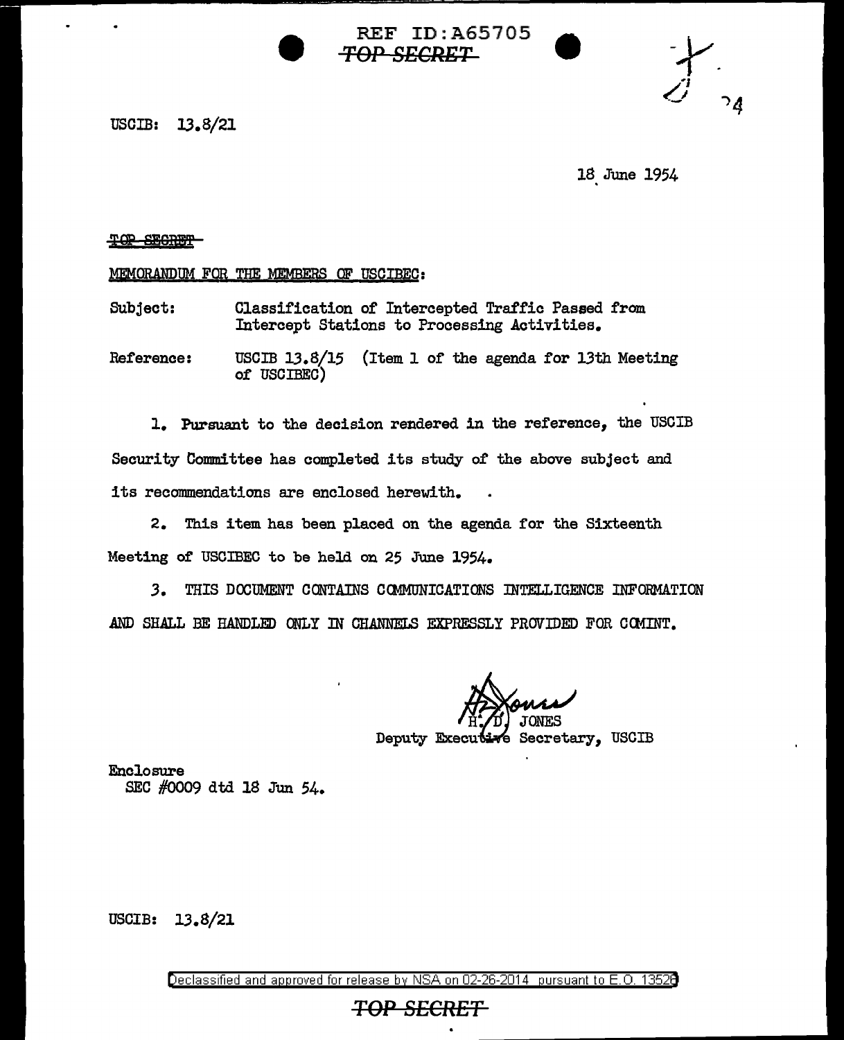REF ID:A65705
~~TOP SECRET~~

USCIB: 13.8/21

18 June 1954

~~TOP SECRET~~

MEMORANDUM FOR THE MEMBERS OF USCIBEC:

Subject: Classification of Intercepted Traffic Passed from Intercept Stations to Processing Activities.

Reference: USCIB 13.8/15 (Item 1 of the agenda for 13th Meeting of USCIBEC)

1. Pursuant to the decision rendered in the reference, the USCIB Security Committee has completed its study of the above subject and its recommendations are enclosed herewith.

2. This item has been placed on the agenda for the Sixteenth Meeting of USCIBEC to be held on 25 June 1954.

3. THIS DOCUMENT CONTAINS COMMUNICATIONS INTELLIGENCE INFORMATION AND SHALL BE HANDLED ONLY IN CHANNELS EXPRESSLY PROVIDED FOR COMINT.

H. D. JONES
Deputy Executive Secretary, USCIB

Enclosure
SEC #0009 dtd 18 Jun 54.

USCIB: 13.8/21

Declassified and approved for release by NSA on 02-26-2014 pursuant to E.O. 13526

~~TOP SECRET~~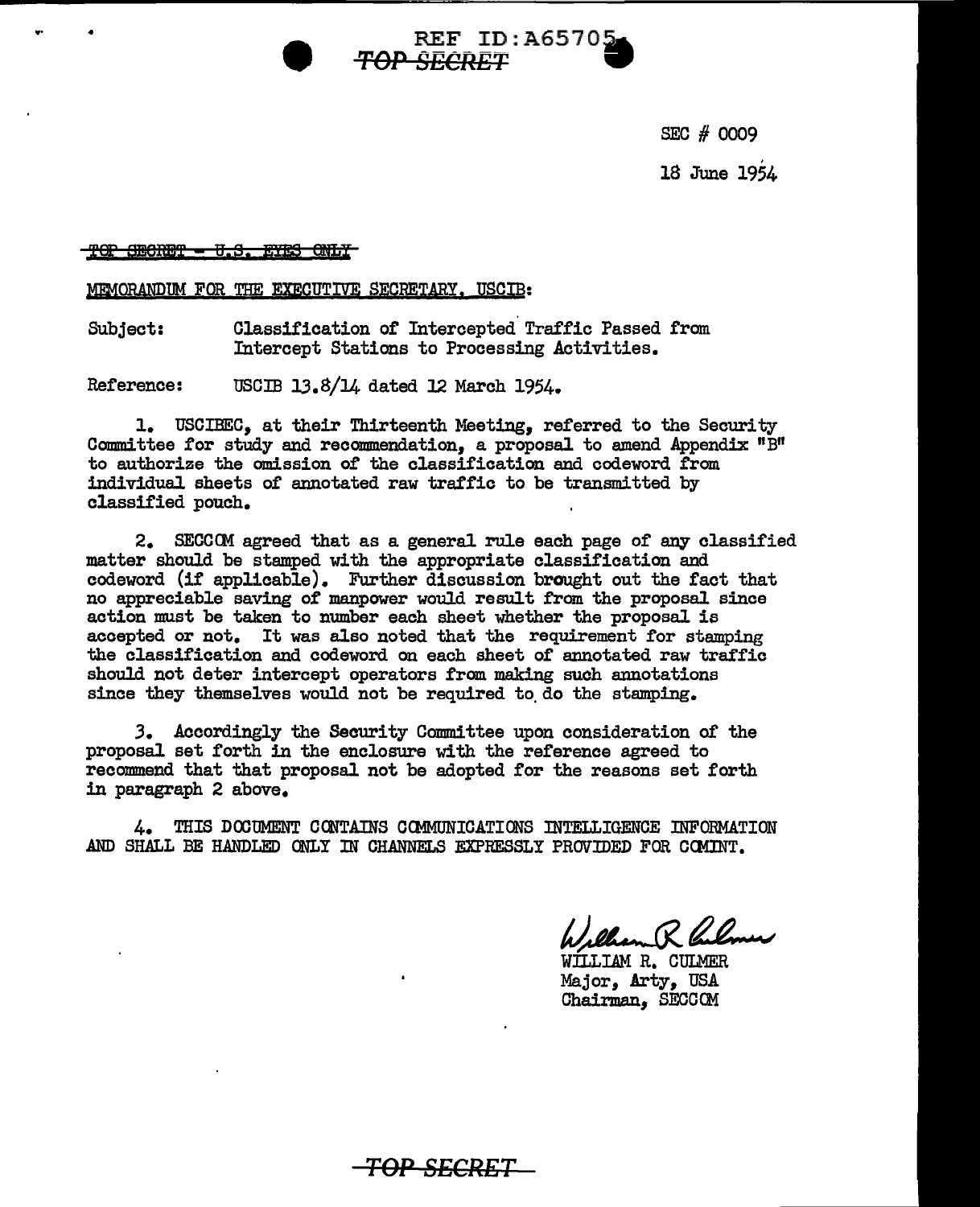REF ID:A65705

TOP SECRET

SEC # 0009

18 June 1954

~~TOP SECRET - U.S. EYES ONLY~~

MEMORANDUM FOR THE EXECUTIVE SECRETARY, USCIB:

Subject: Classification of Intercepted Traffic Passed from Intercept Stations to Processing Activities.

Reference: USCIB 13.8/14 dated 12 March 1954.

1. USCIBEC, at their Thirteenth Meeting, referred to the Security Committee for study and recommendation, a proposal to amend Appendix "B" to authorize the omission of the classification and codeword from individual sheets of annotated raw traffic to be transmitted by classified pouch.

2. SECCOM agreed that as a general rule each page of any classified matter should be stamped with the appropriate classification and codeword (if applicable). Further discussion brought out the fact that no appreciable saving of manpower would result from the proposal since action must be taken to number each sheet whether the proposal is accepted or not. It was also noted that the requirement for stamping the classification and codeword on each sheet of annotated raw traffic should not deter intercept operators from making such annotations since they themselves would not be required to do the stamping.

3. Accordingly the Security Committee upon consideration of the proposal set forth in the enclosure with the reference agreed to recommend that that proposal not be adopted for the reasons set forth in paragraph 2 above.

4. THIS DOCUMENT CONTAINS COMMUNICATIONS INTELLIGENCE INFORMATION AND SHALL BE HANDLED ONLY IN CHANNELS EXPRESSLY PROVIDED FOR COMINT.

William R. Culmer

WILLIAM R. CULMER
Major, Arty, USA
Chairman, SECCOM

TOP SECRET